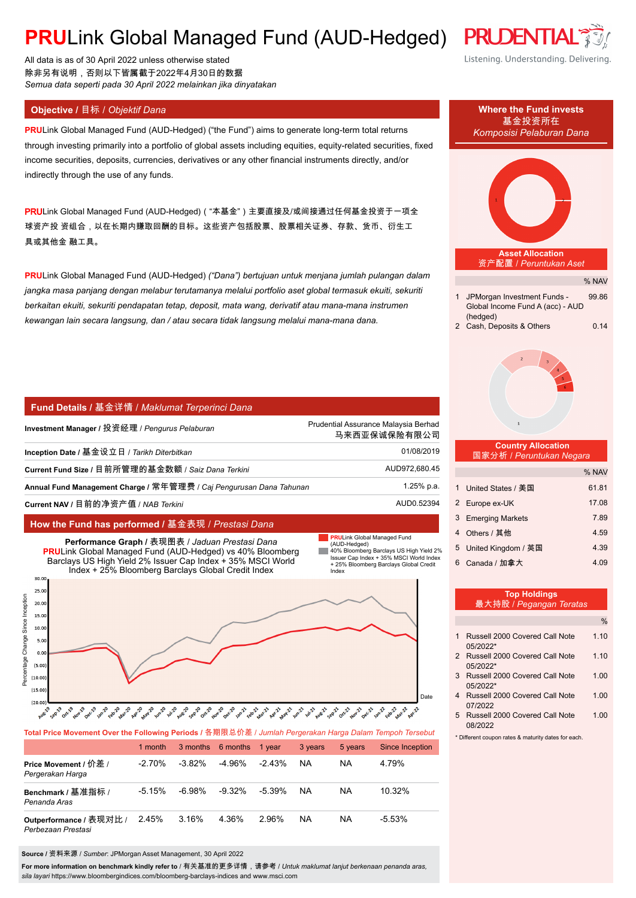# **PRU**Link Global Managed Fund (AUD-Hedged)

All data is as of 30 April 2022 unless otherwise stated
除非另有说明，否则以下皆属截于2022年4月30日的数据
*Semua data seperti pada 30 April 2022 melainkan jika dinyatakan*

## Objective / 目标 / *Objektif Dana*

**PRU**Link Global Managed Fund (AUD-Hedged) ("the Fund") aims to generate long-term total returns through investing primarily into a portfolio of global assets including equities, equity-related securities, fixed income securities, deposits, currencies, derivatives or any other financial instruments directly, and/or indirectly through the use of any funds.

**PRU**Link Global Managed Fund (AUD-Hedged)（"本基金"）主要直接及/或间接通过任何基金投资于一项全球资产投 资组合，以在长期内赚取回酬的目标。这些资产包括股票、股票相关证券、存款、货币、衍生工具或其他金 融工具。

**PRU**Link Global Managed Fund (AUD-Hedged) *("Dana") bertujuan untuk menjana jumlah pulangan dalam jangka masa panjang dengan melabur terutamanya melalui portfolio aset global termasuk ekuiti, sekuriti berkaitan ekuiti, sekuriti pendapatan tetap, deposit, mata wang, derivatif atau mana-mana instrumen kewangan lain secara langsung, dan / atau secara tidak langsung melalui mana-mana dana.*

## Fund Details / 基金详情 / *Maklumat Terperinci Dana*

| | |
|---|---|
| **Investment Manager /** 投资经理 / *Pengurus Pelaburan* | Prudential Assurance Malaysia Berhad 马来西亚保诚保险有限公司 |
| **Inception Date /** 基金设立日 / *Tarikh Diterbitkan* | 01/08/2019 |
| **Current Fund Size /** 目前所管理的基金数额 / *Saiz Dana Terkini* | AUD972,680.45 |
| **Annual Fund Management Charge /** 常年管理费 / *Caj Pengurusan Dana Tahunan* | 1.25% p.a. |
| **Current NAV /** 目前的净资产值 / *NAB Terkini* | AUD0.52394 |

## How the Fund has performed / 基金表现 / *Prestasi Dana*

**Performance Graph /** 表现图表 / *Jaduan Prestasi Dana*
**PRU**Link Global Managed Fund (AUD-Hedged) vs 40% Bloomberg Barclays US High Yield 2% Issuer Cap Index + 35% MSCI World Index + 25% Bloomberg Barclays Global Credit Index

**Total Price Movement Over the Following Periods /** 各期限总价差 / *Jumlah Pergerakan Harga Dalam Tempoh Tersebut*

| | 1 month | 3 months | 6 months | 1 year | 3 years | 5 years | Since Inception |
|---|---|---|---|---|---|---|---|
| **Price Movement /** 价差 / *Pergerakan Harga* | -2.70% | -3.82% | -4.96% | -2.43% | NA | NA | 4.79% |
| **Benchmark /** 基准指标 / *Penanda Aras* | -5.15% | -6.98% | -9.32% | -5.39% | NA | NA | 10.32% |
| **Outperformance /** 表现对比 / *Perbezaan Prestasi* | 2.45% | 3.16% | 4.36% | 2.96% | NA | NA | -5.53% |

**Source /** 资料来源 / *Sumber*: JPMorgan Asset Management, 30 April 2022

**For more information on benchmark kindly refer to** / 有关基准的更多详情，请参考 / *Untuk maklumat lanjut berkenaan penanda aras, sila layari* https://www.bloombergindices.com/bloomberg-barclays-indices and www.msci.com

## Where the Fund invests / 基金投资所在 / *Komposisi Pelaburan Dana*

**Asset Allocation** / 资产配置 / *Peruntukan Aset*

| | | % NAV |
|---|---|---|
| 1 | JPMorgan Investment Funds - Global Income Fund A (acc) - AUD (hedged) | 99.86 |
| 2 | Cash, Deposits & Others | 0.14 |

**Country Allocation** / 国家分析 / *Peruntukan Negara*

| | | % NAV |
|---|---|---|
| 1 | United States / 美国 | 61.81 |
| 2 | Europe ex-UK | 17.08 |
| 3 | Emerging Markets | 7.89 |
| 4 | Others / 其他 | 4.59 |
| 5 | United Kingdom / 英国 | 4.39 |
| 6 | Canada / 加拿大 | 4.09 |

**Top Holdings** / 最大持股 / *Pegangan Teratas*

| | | % |
|---|---|---|
| 1 | Russell 2000 Covered Call Note 05/2022* | 1.10 |
| 2 | Russell 2000 Covered Call Note 05/2022* | 1.10 |
| 3 | Russell 2000 Covered Call Note 05/2022* | 1.00 |
| 4 | Russell 2000 Covered Call Note 07/2022 | 1.00 |
| 5 | Russell 2000 Covered Call Note 08/2022 | 1.00 |

\* Different coupon rates & maturity dates for each.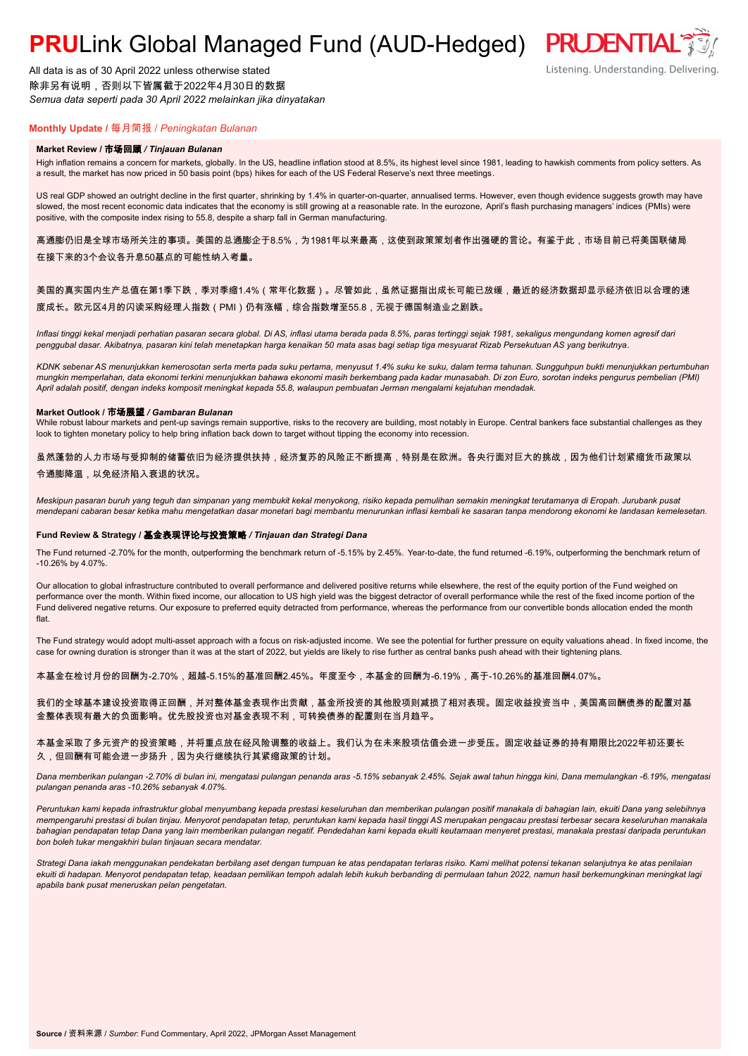# **PRU**Link Global Managed Fund (AUD-Hedged)

All data is as of 30 April 2022 unless otherwise stated
除非另有说明，否则以下皆属截于2022年4月30日的数据
*Semua data seperti pada 30 April 2022 melainkan jika dinyatakan*

## Monthly Update / 每月简报 / *Peningkatan Bulanan*

### Market Review / 市场回顾 / *Tinjauan Bulanan*

High inflation remains a concern for markets, globally. In the US, headline inflation stood at 8.5%, its highest level since 1981, leading to hawkish comments from policy setters. As a result, the market has now priced in 50 basis point (bps) hikes for each of the US Federal Reserve's next three meetings.

US real GDP showed an outright decline in the first quarter, shrinking by 1.4% in quarter-on-quarter, annualised terms. However, even though evidence suggests growth may have slowed, the most recent economic data indicates that the economy is still growing at a reasonable rate. In the eurozone, April's flash purchasing managers' indices (PMIs) were positive, with the composite index rising to 55.8, despite a sharp fall in German manufacturing.

高通膨仍旧是全球市场所关注的事项。美国的总通膨企于8.5%，为1981年以来最高，这使到政策策划者作出强硬的言论。有鉴于此，市场目前已将美国联储局在接下来的3个会议各升息50基点的可能性纳入考量。

美国的真实国内生产总值在第1季下跌，季对季缩1.4%（常年化数据）。尽管如此，虽然证据指出成长可能已放缓，最近的经济数据却显示经济依旧以合理的速度成长。欧元区4月的闪读采购经理人指数（PMI）仍有涨幅，综合指数增至55.8，无视于德国制造业之剧跌。

*Inflasi tinggi kekal menjadi perhatian pasaran secara global. Di AS, inflasi utama berada pada 8.5%, paras tertinggi sejak 1981, sekaligus mengundang komen agresif dari penggubal dasar. Akibatnya, pasaran kini telah menetapkan harga kenaikan 50 mata asas bagi setiap tiga mesyuarat Rizab Persekutuan AS yang berikutnya.*

*KDNK sebenar AS menunjukkan kemerosotan serta merta pada suku pertama, menyusut 1.4% suku ke suku, dalam terma tahunan. Sungguhpun bukti menunjukkan pertumbuhan mungkin memperlahan, data ekonomi terkini menunjukkan bahawa ekonomi masih berkembang pada kadar munasabah. Di zon Euro, sorotan indeks pengurus pembelian (PMI) April adalah positif, dengan indeks komposit meningkat kepada 55.8, walaupun pembuatan Jerman mengalami kejatuhan mendadak.*

### Market Outlook / 市场展望 / *Gambaran Bulanan*

While robust labour markets and pent-up savings remain supportive, risks to the recovery are building, most notably in Europe. Central bankers face substantial challenges as they look to tighten monetary policy to help bring inflation back down to target without tipping the economy into recession.

虽然蓬勃的人力市场与受抑制的储蓄依旧为经济提供扶持，经济复苏的风险正不断提高，特别是在欧洲。各央行面对巨大的挑战，因为他们计划紧缩货币政策以令通膨降温，以免经济陷入衰退的状况。

*Meskipun pasaran buruh yang teguh dan simpanan yang membukit kekal menyokong, risiko kepada pemulihan semakin meningkat terutamanya di Eropah. Jurubank pusat mendepani cabaran besar ketika mahu mengetatkan dasar monetari bagi membantu menurunkan inflasi kembali ke sasaran tanpa mendorong ekonomi ke landasan kemelesetan.*

### Fund Review & Strategy / 基金表现评论与投资策略 / *Tinjauan dan Strategi Dana*

The Fund returned -2.70% for the month, outperforming the benchmark return of -5.15% by 2.45%. Year-to-date, the fund returned -6.19%, outperforming the benchmark return of -10.26% by 4.07%.

Our allocation to global infrastructure contributed to overall performance and delivered positive returns while elsewhere, the rest of the equity portion of the Fund weighed on performance over the month. Within fixed income, our allocation to US high yield was the biggest detractor of overall performance while the rest of the fixed income portion of the Fund delivered negative returns. Our exposure to preferred equity detracted from performance, whereas the performance from our convertible bonds allocation ended the month flat.

The Fund strategy would adopt multi-asset approach with a focus on risk-adjusted income. We see the potential for further pressure on equity valuations ahead. In fixed income, the case for owning duration is stronger than it was at the start of 2022, but yields are likely to rise further as central banks push ahead with their tightening plans.

本基金在检讨月份的回酬为-2.70%，超越-5.15%的基准回酬2.45%。年度至今，本基金的回酬为-6.19%，高于-10.26%的基准回酬4.07%。

我们的全球基本建设投资取得正回酬，并对整体基金表现作出贡献，基金所投资的其他股项则减损了相对表现。固定收益投资当中，美国高回酬债券的配置对基金整体表现有最大的负面影响。优先股投资也对基金表现不利，可转换债券的配置则在当月趋平。

本基金采取了多元资产的投资策略，并将重点放在经风险调整的收益上。我们认为在未来股项估值会进一步受压。固定收益证券的持有期限比2022年初还要长久，但回酬有可能会进一步扬升，因为央行继续执行其紧缩政策的计划。

*Dana memberikan pulangan -2.70% di bulan ini, mengatasi pulangan penanda aras -5.15% sebanyak 2.45%. Sejak awal tahun hingga kini, Dana memulangkan -6.19%, mengatasi pulangan penanda aras -10.26% sebanyak 4.07%.*

*Peruntukan kami kepada infrastruktur global menyumbang kepada prestasi keseluruhan dan memberikan pulangan positif manakala di bahagian lain, ekuiti Dana yang selebihnya mempengaruhi prestasi di bulan tinjau. Menyorot pendapatan tetap, peruntukan kami kepada hasil tinggi AS merupakan pengacau prestasi terbesar secara keseluruhan manakala bahagian pendapatan tetap Dana yang lain memberikan pulangan negatif. Pendedahan kami kepada ekuiti keutamaan menyeret prestasi, manakala prestasi daripada peruntukan bon boleh tukar mengakhiri bulan tinjauan secara mendatar.*

*Strategi Dana iakah menggunakan pendekatan berbilang aset dengan tumpuan ke atas pendapatan terlaras risiko. Kami melihat potensi tekanan selanjutnya ke atas penilaian ekuiti di hadapan. Menyorot pendapatan tetap, keadaan pemilikan tempoh adalah lebih kukuh berbanding di permulaan tahun 2022, namun hasil berkemungkinan meningkat lagi apabila bank pusat meneruskan pelan pengetatan.*

**Source** / 资料来源 / *Sumber*: Fund Commentary, April 2022, JPMorgan Asset Management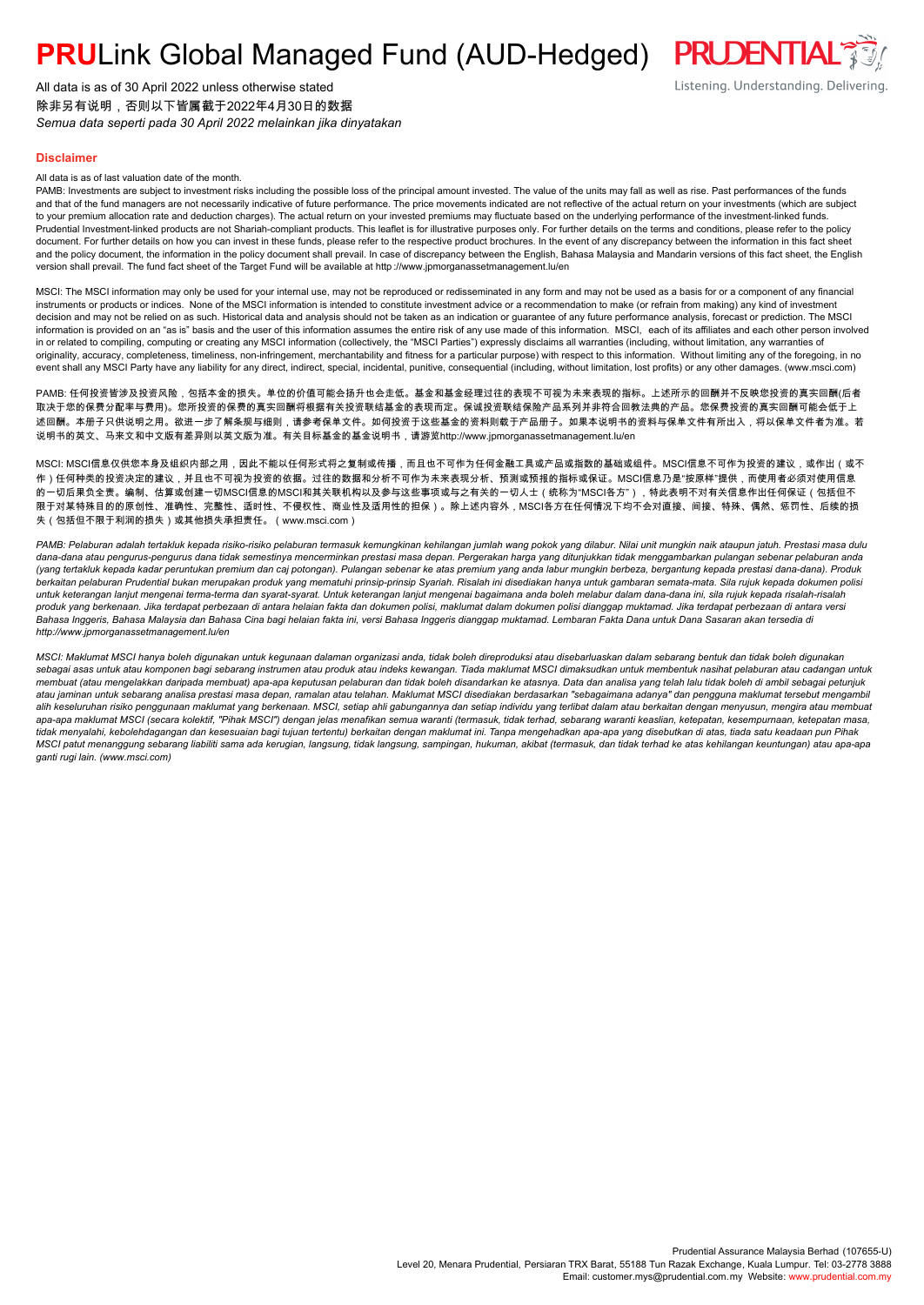# **PRU**Link Global Managed Fund (AUD-Hedged)

All data is as of 30 April 2022 unless otherwise stated
除非另有说明，否则以下皆属截于2022年4月30日的数据
*Semua data seperti pada 30 April 2022 melainkan jika dinyatakan*

## Disclaimer

All data is as of last valuation date of the month.
PAMB: Investments are subject to investment risks including the possible loss of the principal amount invested. The value of the units may fall as well as rise. Past performances of the funds and that of the fund managers are not necessarily indicative of future performance. The price movements indicated are not reflective of the actual return on your investments (which are subject to your premium allocation rate and deduction charges). The actual return on your invested premiums may fluctuate based on the underlying performance of the investment-linked funds. Prudential Investment-linked products are not Shariah-compliant products. This leaflet is for illustrative purposes only. For further details on the terms and conditions, please refer to the policy document. For further details on how you can invest in these funds, please refer to the respective product brochures. In the event of any discrepancy between the information in this fact sheet and the policy document, the information in the policy document shall prevail. In case of discrepancy between the English, Bahasa Malaysia and Mandarin versions of this fact sheet, the English version shall prevail. The fund fact sheet of the Target Fund will be available at http ://www.jpmorganassetmanagement.lu/en

MSCI: The MSCI information may only be used for your internal use, may not be reproduced or redisseminated in any form and may not be used as a basis for or a component of any financial instruments or products or indices. None of the MSCI information is intended to constitute investment advice or a recommendation to make (or refrain from making) any kind of investment decision and may not be relied on as such. Historical data and analysis should not be taken as an indication or guarantee of any future performance analysis, forecast or prediction. The MSCI information is provided on an "as is" basis and the user of this information assumes the entire risk of any use made of this information. MSCI, each of its affiliates and each other person involved in or related to compiling, computing or creating any MSCI information (collectively, the "MSCI Parties") expressly disclaims all warranties (including, without limitation, any warranties of originality, accuracy, completeness, timeliness, non-infringement, merchantability and fitness for a particular purpose) with respect to this information. Without limiting any of the foregoing, in no event shall any MSCI Party have any liability for any direct, indirect, special, incidental, punitive, consequential (including, without limitation, lost profits) or any other damages. (www.msci.com)

PAMB: 任何投资皆涉及投资风险，包括本金的损失。单位的价值可能会扬升也会走低。基金和基金经理过往的表现不可视为未来表现的指标。上述所示的回酬并不反映您投资的真实回酬(后者取决于您的保费分配率与费用)。您所投资的保费的真实回酬将根据有关投资联结基金的表现而定。保诚投资联结保险产品系列并非符合回教法典的产品。您保费投资的真实回酬可能会低于上述回酬。本册子只供说明之用。欲进一步了解条规与细则，请参考保单文件。如何投资于这些基金的资料则载于产品册子。如果本说明书的资料与保单文件有所出入，将以保单文件者为准。若说明书的英文、马来文和中文版有差异则以英文版为准。有关目标基金的基金说明书，请游览http://www.jpmorganassetmanagement.lu/en

MSCI: MSCI信息仅供您本身及组织内部之用，因此不能以任何形式将之复制或传播，而且也不可作为任何金融工具或产品或指数的基础或组件。MSCI信息不可作为投资的建议，或作出（或不作）任何种类的投资决定的建议，并且也不可视为投资的依据。过往的数据和分析不可作为未来表现分析、预测或预报的指标或保证。MSCI信息乃是"按原样"提供，而使用者必须对使用信息的一切后果负全责。编制、估算或创建一切MSCI信息的MSCI和其关联机构以及参与这些事项或与之有关的一切人士（统称为"MSCI各方"），特此表明不对有关信息作出任何保证（包括但不限于对某特殊目的的原创性、准确性、完整性、适时性、不侵权性、商业性及适用性的担保）。除上述内容外，MSCI各方在任何情况下均不会对直接、间接、特殊、偶然、惩罚性、后续的损失（包括但不限于利润的损失）或其他损失承担责任。（www.msci.com）

*PAMB: Pelaburan adalah tertakluk kepada risiko-risiko pelaburan termasuk kemungkinan kehilangan jumlah wang pokok yang dilabur. Nilai unit mungkin naik ataupun jatuh. Prestasi masa dulu dana-dana atau pengurus-pengurus dana tidak semestinya mencerminkan prestasi masa depan. Pergerakan harga yang ditunjukkan tidak menggambarkan pulangan sebenar pelaburan anda (yang tertakluk kepada kadar peruntukan premium dan caj potongan). Pulangan sebenar ke atas premium yang anda labur mungkin berbeza, bergantung kepada prestasi dana-dana). Produk berkaitan pelaburan Prudential bukan merupakan produk yang mematuhi prinsip-prinsip Syariah. Risalah ini disediakan hanya untuk gambaran semata-mata. Sila rujuk kepada dokumen polisi untuk keterangan lanjut mengenai terma-terma dan syarat-syarat. Untuk keterangan lanjut mengenai bagaimana anda boleh melabur dalam dana-dana ini, sila rujuk kepada risalah-risalah produk yang berkenaan. Jika terdapat perbezaan di antara helaian fakta dan dokumen polisi, maklumat dalam dokumen polisi dianggap muktamad. Jika terdapat perbezaan di antara versi Bahasa Inggeris, Bahasa Malaysia dan Bahasa Cina bagi helaian fakta ini, versi Bahasa Inggeris dianggap muktamad. Lembaran Fakta Dana untuk Dana Sasaran akan tersedia di http://www.jpmorganassetmanagement.lu/en*

*MSCI: Maklumat MSCI hanya boleh digunakan untuk kegunaan dalaman organizasi anda, tidak boleh direproduksi atau disebarluaskan dalam sebarang bentuk dan tidak boleh digunakan sebagai asas untuk atau komponen bagi sebarang instrumen atau produk atau indeks kewangan. Tiada maklumat MSCI dimaksudkan untuk membentuk nasihat pelaburan atau cadangan untuk membuat (atau mengelakkan daripada membuat) apa-apa keputusan pelaburan dan tidak boleh disandarkan ke atasnya. Data dan analisa yang telah lalu tidak boleh di ambil sebagai petunjuk atau jaminan untuk sebarang analisa prestasi masa depan, ramalan atau telahan. Maklumat MSCI disediakan berdasarkan "sebagaimana adanya" dan pengguna maklumat tersebut mengambil alih keseluruhan risiko penggunaan maklumat yang berkenaan. MSCI, setiap ahli gabungannya dan setiap individu yang terlibat dalam atau berkaitan dengan menyusun, mengira atau membuat apa-apa maklumat MSCI (secara kolektif, "Pihak MSCI") dengan jelas menafikan semua waranti (termasuk, tidak terhad, sebarang waranti keaslian, ketepatan, kesempurnaan, ketepatan masa, tidak menyalahi, kebolehdagangan dan kesesuaian bagi tujuan tertentu) berkaitan dengan maklumat ini. Tanpa mengehadkan apa-apa yang disebutkan di atas, tiada satu keadaan pun Pihak MSCI patut menanggung sebarang liabiliti sama ada kerugian, langsung, tidak langsung, sampingan, hukuman, akibat (termasuk, dan tidak terhad ke atas kehilangan keuntungan) atau apa-apa ganti rugi lain. (www.msci.com)*

Prudential Assurance Malaysia Berhad (107655-U)
Level 20, Menara Prudential, Persiaran TRX Barat, 55188 Tun Razak Exchange, Kuala Lumpur. Tel: 03-2778 3888
Email: customer.mys@prudential.com.my Website: www.prudential.com.my